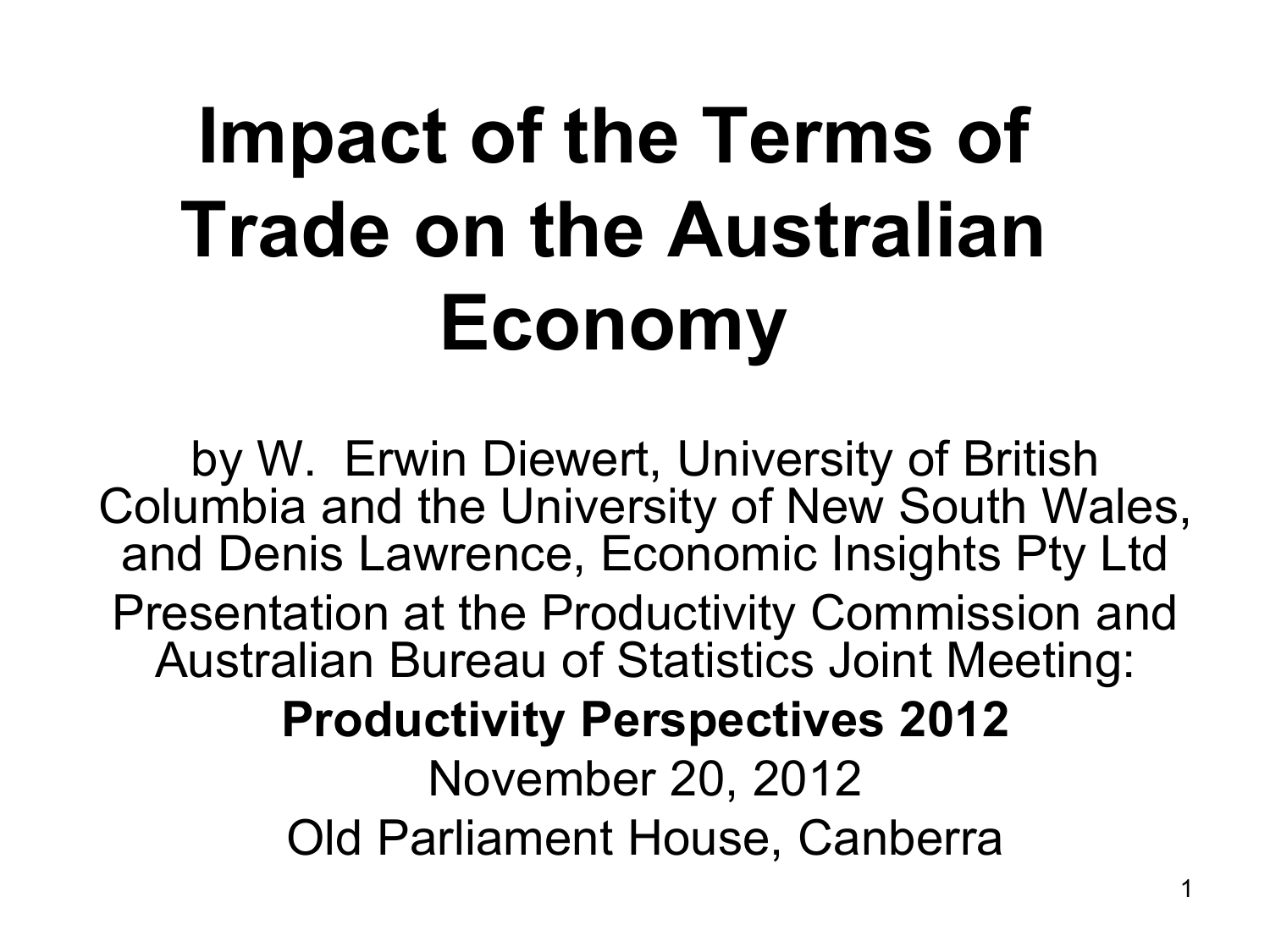# Impact of the Terms of Trade on the Australian Economy

by W. Erwin Diewert, University of British Columbia and the University of New South Wales, and Denis Lawrence, Economic Insights Pty Ltd

Presentation at the Productivity Commission and Australian Bureau of Statistics Joint Meeting:

**Productivity Perspectives 2012**

November 20, 2012

Old Parliament House, Canberra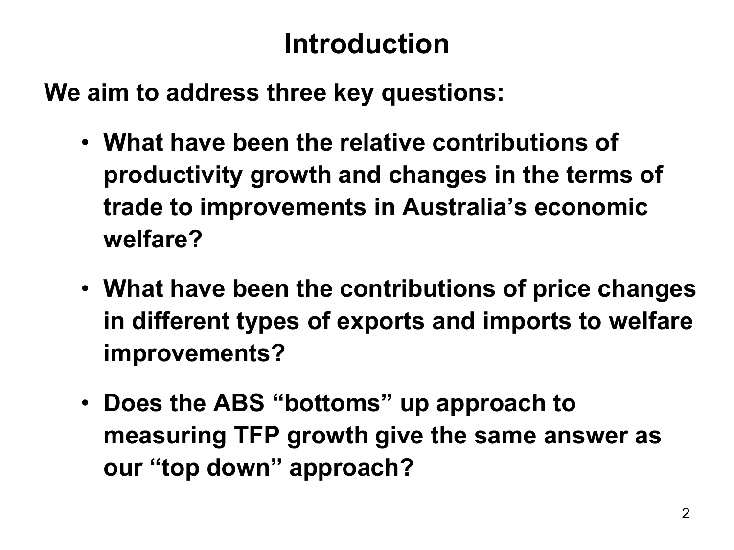# Introduction

**We aim to address three key questions:**

- **What have been the relative contributions of productivity growth and changes in the terms of trade to improvements in Australia's economic welfare?**
- **What have been the contributions of price changes in different types of exports and imports to welfare improvements?**
- **Does the ABS "bottoms" up approach to measuring TFP growth give the same answer as our "top down" approach?**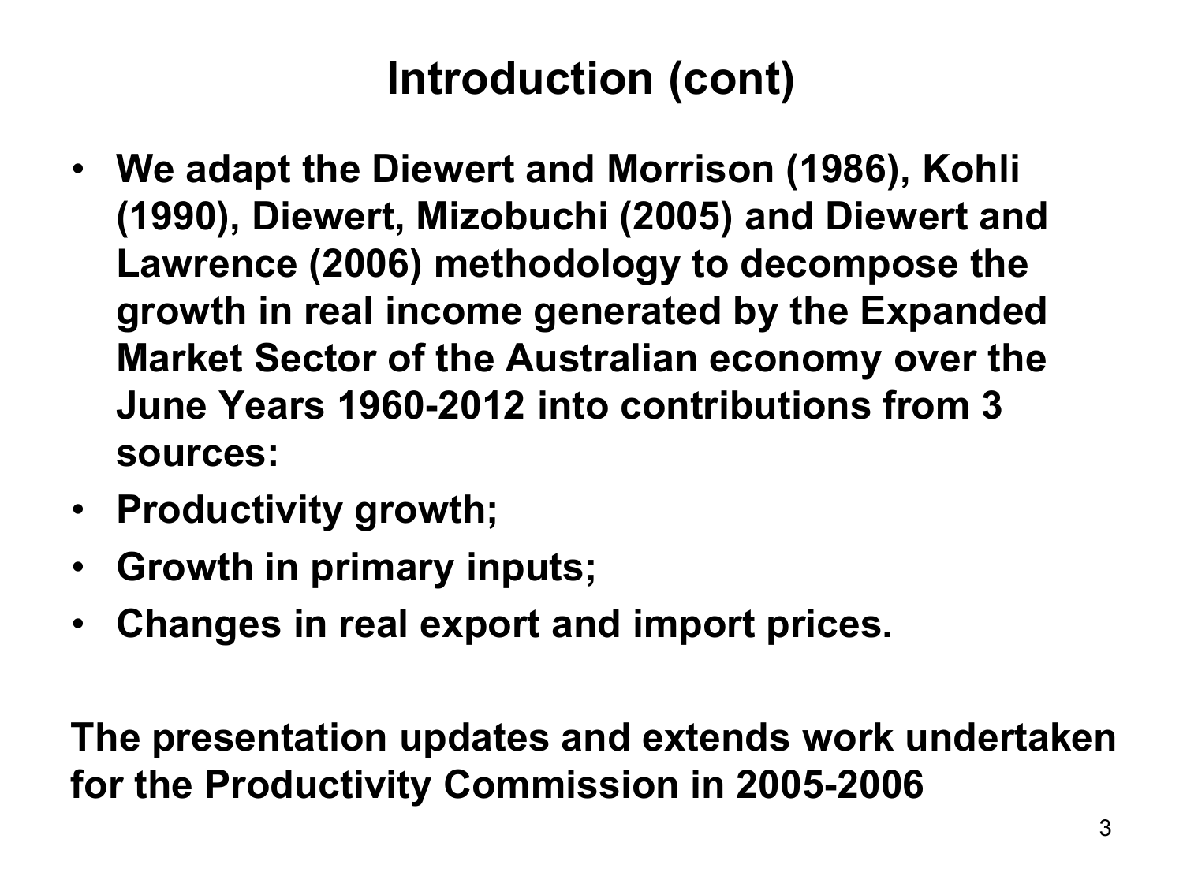# Introduction (cont)

- **We adapt the Diewert and Morrison (1986), Kohli (1990), Diewert, Mizobuchi (2005) and Diewert and Lawrence (2006) methodology to decompose the growth in real income generated by the Expanded Market Sector of the Australian economy over the June Years 1960-2012 into contributions from 3 sources:**
- **Productivity growth;**
- **Growth in primary inputs;**
- **Changes in real export and import prices.**

**The presentation updates and extends work undertaken for the Productivity Commission in 2005-2006**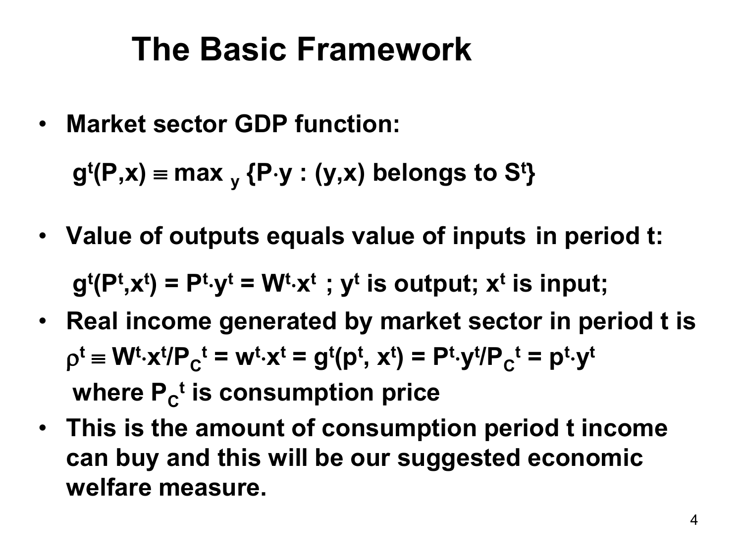# The Basic Framework

- **Market sector GDP function:**

  $$g^t(P,x) \equiv \max_y \{P \cdot y : (y,x) \text{ belongs to } S^t\}$$

- **Value of outputs equals value of inputs in period t:**

  $g^t(P^t,x^t) = P^t \cdot y^t = W^t \cdot x^t$ **; $y^t$ is output; $x^t$ is input;**

- **Real income generated by market sector in period t is**
  $\rho^t \equiv W^t \cdot x^t / P_C^t = w^t \cdot x^t = g^t(p^t, x^t) = P^t \cdot y^t / P_C^t = p^t \cdot y^t$
  **where $P_C^t$ is consumption price**

- **This is the amount of consumption period t income can buy and this will be our suggested economic welfare measure.**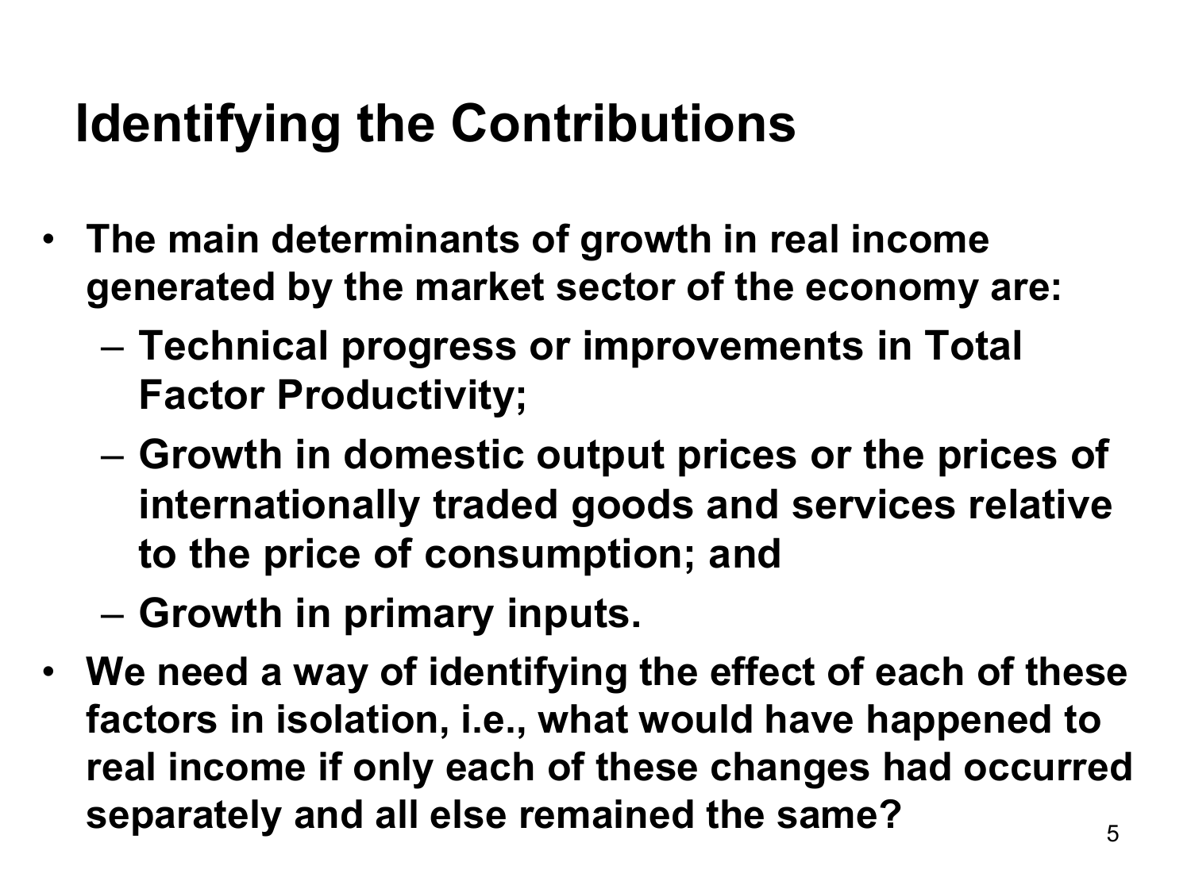# Identifying the Contributions

- **The main determinants of growth in real income generated by the market sector of the economy are:**
  - **Technical progress or improvements in Total Factor Productivity;**
  - **Growth in domestic output prices or the prices of internationally traded goods and services relative to the price of consumption; and**
  - **Growth in primary inputs.**
- **We need a way of identifying the effect of each of these factors in isolation, i.e., what would have happened to real income if only each of these changes had occurred separately and all else remained the same?**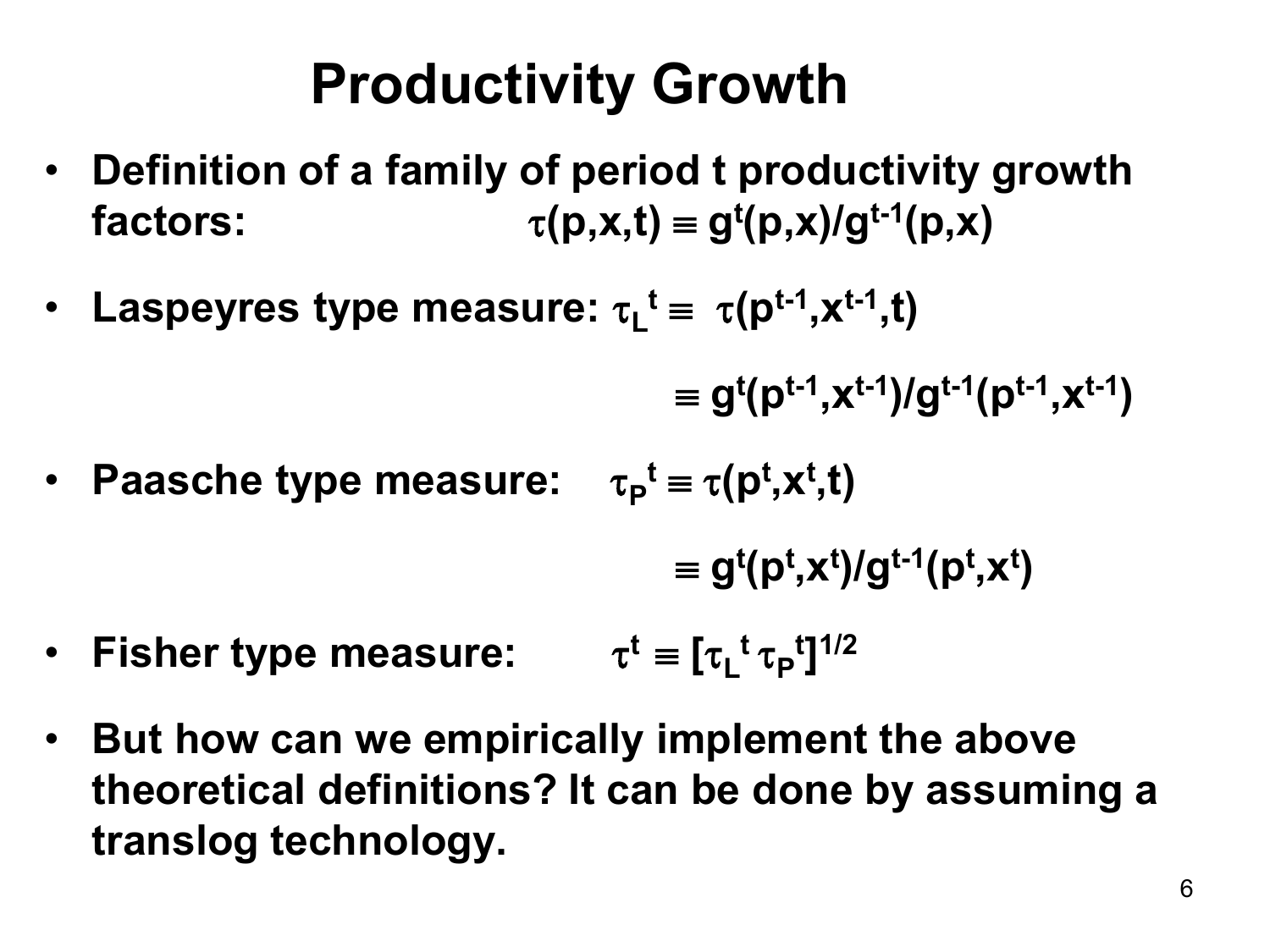# Productivity Growth

- **Definition of a family of period t productivity growth factors:** $\tau(p,x,t) \equiv g^t(p,x)/g^{t-1}(p,x)$

- **Laspeyres type measure:** $\tau_L{}^t \equiv \tau(p^{t-1},x^{t-1},t)$

$$\equiv g^t(p^{t-1},x^{t-1})/g^{t-1}(p^{t-1},x^{t-1})$$

- **Paasche type measure:** $\tau_P{}^t \equiv \tau(p^t,x^t,t)$

$$\equiv g^t(p^t,x^t)/g^{t-1}(p^t,x^t)$$

- **Fisher type measure:** $\tau^t \equiv [\tau_L{}^t \, \tau_P{}^t]^{1/2}$

- **But how can we empirically implement the above theoretical definitions? It can be done by assuming a translog technology.**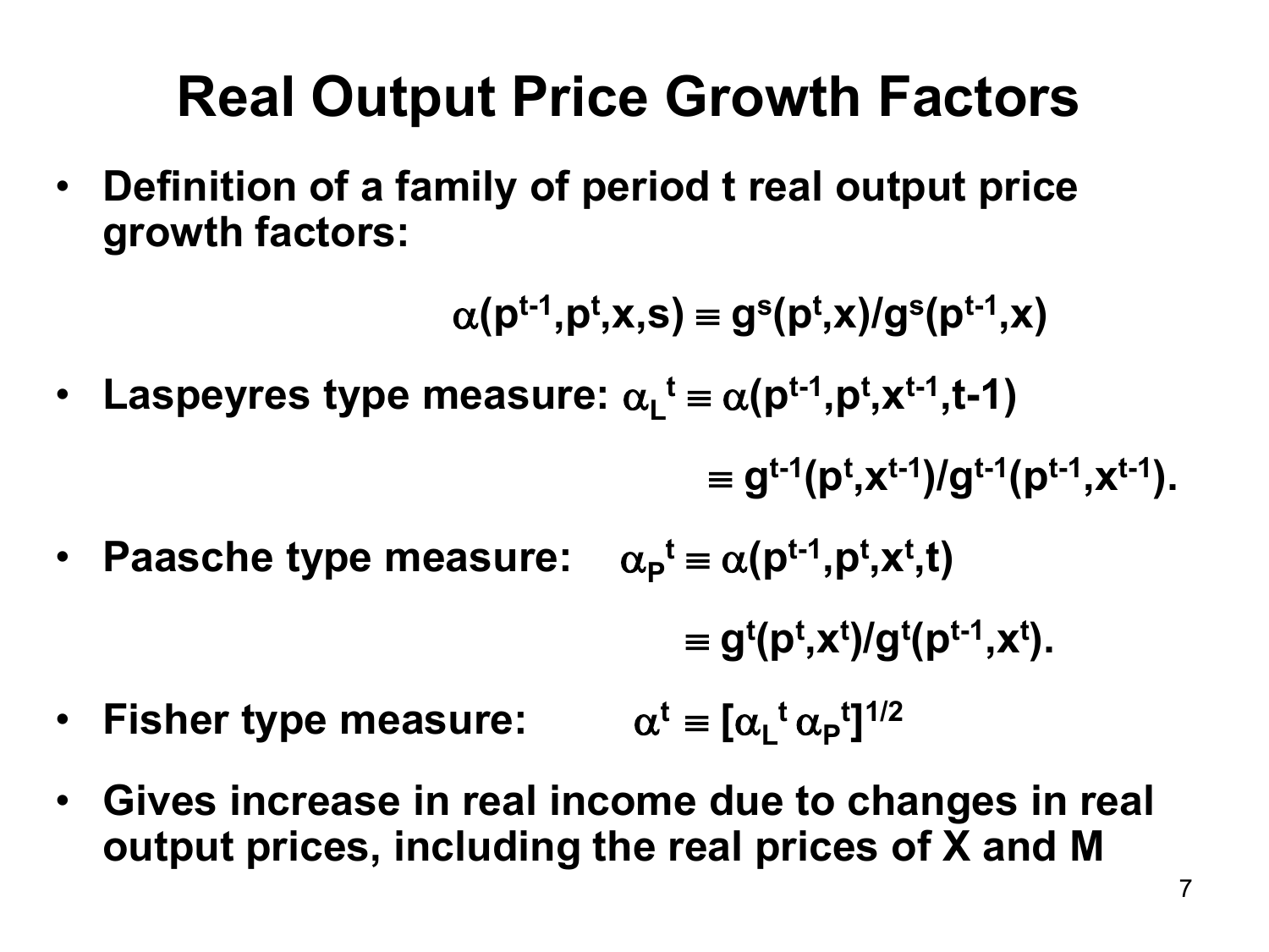# Real Output Price Growth Factors

- **Definition of a family of period t real output price growth factors:**

$$\alpha(p^{t-1},p^t,x,s) \equiv g^s(p^t,x)/g^s(p^{t-1},x)$$

- **Laspeyres type measure:** $\alpha_L{}^t \equiv \alpha(p^{t-1},p^t,x^{t-1},t\text{-}1)$

$$\equiv g^{t-1}(p^t,x^{t-1})/g^{t-1}(p^{t-1},x^{t-1}).$$

- **Paasche type measure:** $\alpha_P{}^t \equiv \alpha(p^{t-1},p^t,x^t,t)$

$$\equiv g^t(p^t,x^t)/g^t(p^{t-1},x^t).$$

- **Fisher type measure:** $\alpha^t \equiv [\alpha_L{}^t \, \alpha_P{}^t]^{1/2}$

- **Gives increase in real income due to changes in real output prices, including the real prices of X and M**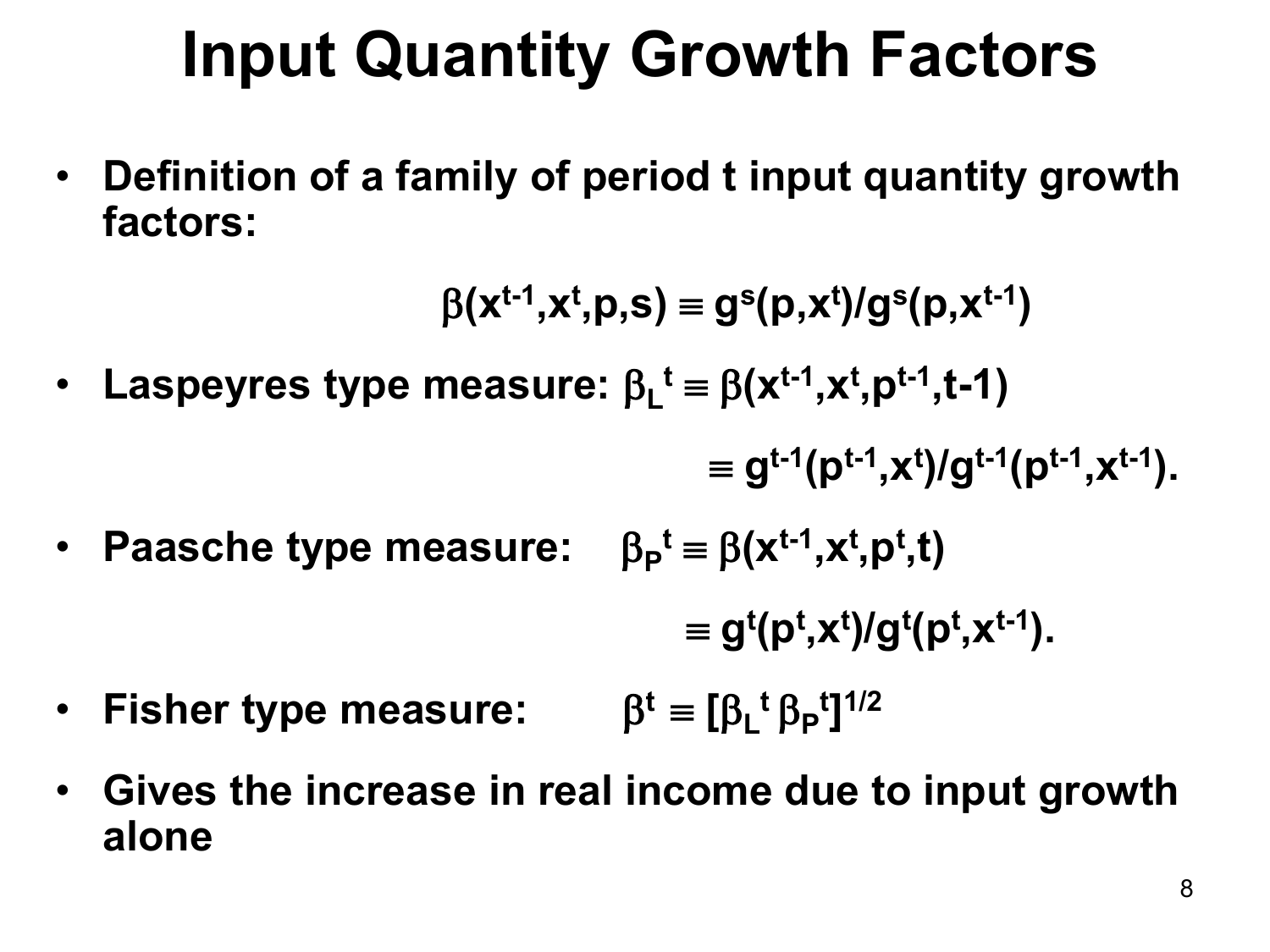# Input Quantity Growth Factors

- **Definition of a family of period t input quantity growth factors:**

$$\beta(x^{t-1},x^t,p,s) \equiv g^s(p,x^t)/g^s(p,x^{t-1})$$

- **Laspeyres type measure:** $\beta_L{}^t \equiv \beta(x^{t-1},x^t,p^{t-1},t-1)$

$$\equiv g^{t-1}(p^{t-1},x^t)/g^{t-1}(p^{t-1},x^{t-1}).$$

- **Paasche type measure:** $\beta_P{}^t \equiv \beta(x^{t-1},x^t,p^t,t)$

$$\equiv g^t(p^t,x^t)/g^t(p^t,x^{t-1}).$$

- **Fisher type measure:** $\beta^t \equiv [\beta_L{}^t \, \beta_P{}^t]^{1/2}$

- **Gives the increase in real income due to input growth alone**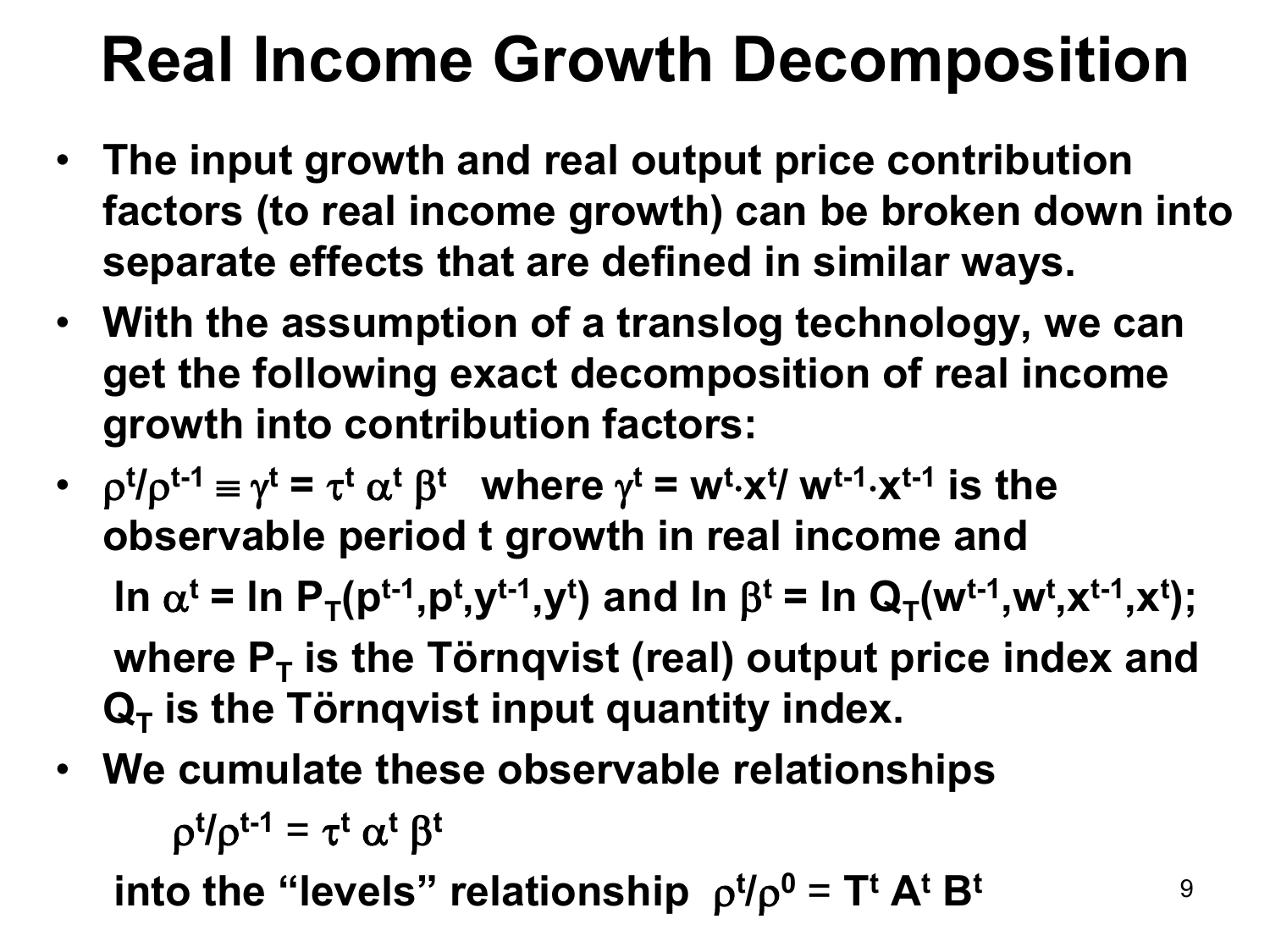# Real Income Growth Decomposition

- The input growth and real output price contribution factors (to real income growth) can be broken down into separate effects that are defined in similar ways.
- With the assumption of a translog technology, we can get the following exact decomposition of real income growth into contribution factors:
- $\rho^t/\rho^{t-1} \equiv \gamma^t = \tau^t \alpha^t \beta^t$ where $\gamma^t = w^t \cdot x^t / w^{t-1} \cdot x^{t-1}$ is the observable period t growth in real income and

  $\ln \alpha^t = \ln P_T(p^{t-1},p^t,y^{t-1},y^t)$ and $\ln \beta^t = \ln Q_T(w^{t-1},w^t,x^{t-1},x^t)$;

  where $P_T$ is the Törnqvist (real) output price index and $Q_T$ is the Törnqvist input quantity index.
- We cumulate these observable relationships

  $$\rho^t/\rho^{t-1} = \tau^t \alpha^t \beta^t$$

  into the "levels" relationship $\rho^t/\rho^0 = T^t A^t B^t$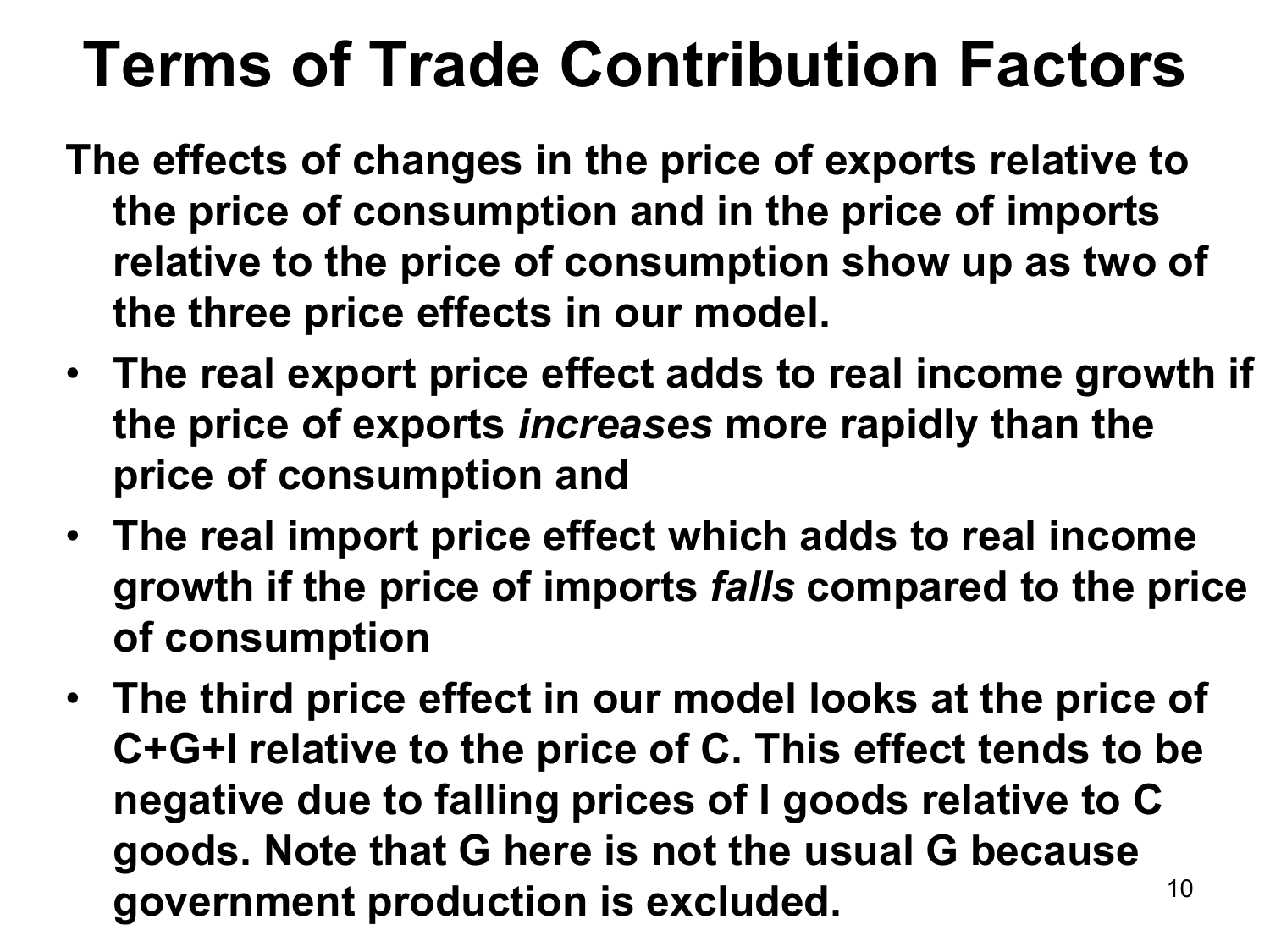# Terms of Trade Contribution Factors

**The effects of changes in the price of exports relative to the price of consumption and in the price of imports relative to the price of consumption show up as two of the three price effects in our model.**

- **The real export price effect adds to real income growth if the price of exports *increases* more rapidly than the price of consumption and**
- **The real import price effect which adds to real income growth if the price of imports *falls* compared to the price of consumption**
- **The third price effect in our model looks at the price of C+G+I relative to the price of C. This effect tends to be negative due to falling prices of I goods relative to C goods. Note that G here is not the usual G because government production is excluded.**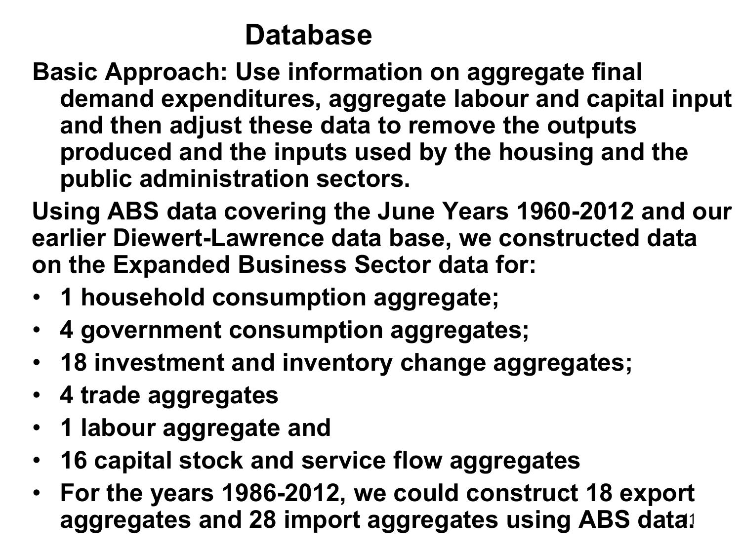# Database

**Basic Approach: Use information on aggregate final demand expenditures, aggregate labour and capital input and then adjust these data to remove the outputs produced and the inputs used by the housing and the public administration sectors.**

**Using ABS data covering the June Years 1960-2012 and our earlier Diewert-Lawrence data base, we constructed data on the Expanded Business Sector data for:**

- **1 household consumption aggregate;**
- **4 government consumption aggregates;**
- **18 investment and inventory change aggregates;**
- **4 trade aggregates**
- **1 labour aggregate and**
- **16 capital stock and service flow aggregates**
- **For the years 1986-2012, we could construct 18 export aggregates and 28 import aggregates using ABS data.**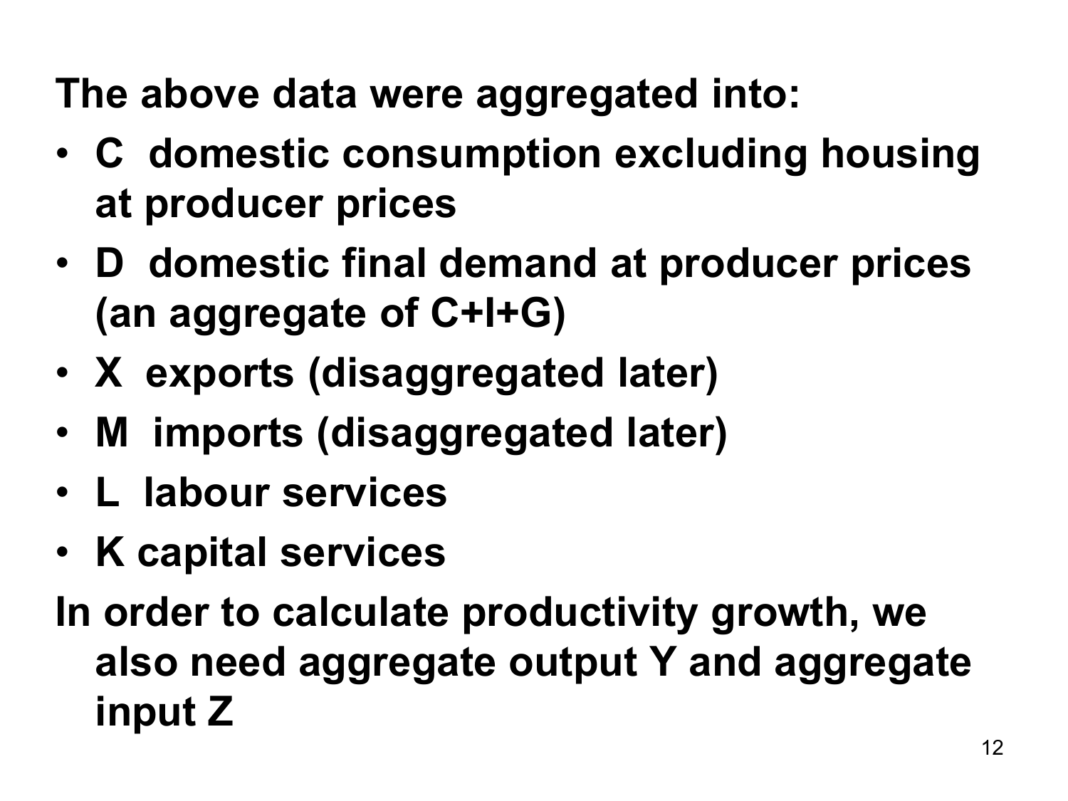**The above data were aggregated into:**

- **C domestic consumption excluding housing at producer prices**
- **D domestic final demand at producer prices (an aggregate of C+I+G)**
- **X exports (disaggregated later)**
- **M imports (disaggregated later)**
- **L labour services**
- **K capital services**

**In order to calculate productivity growth, we also need aggregate output Y and aggregate input Z**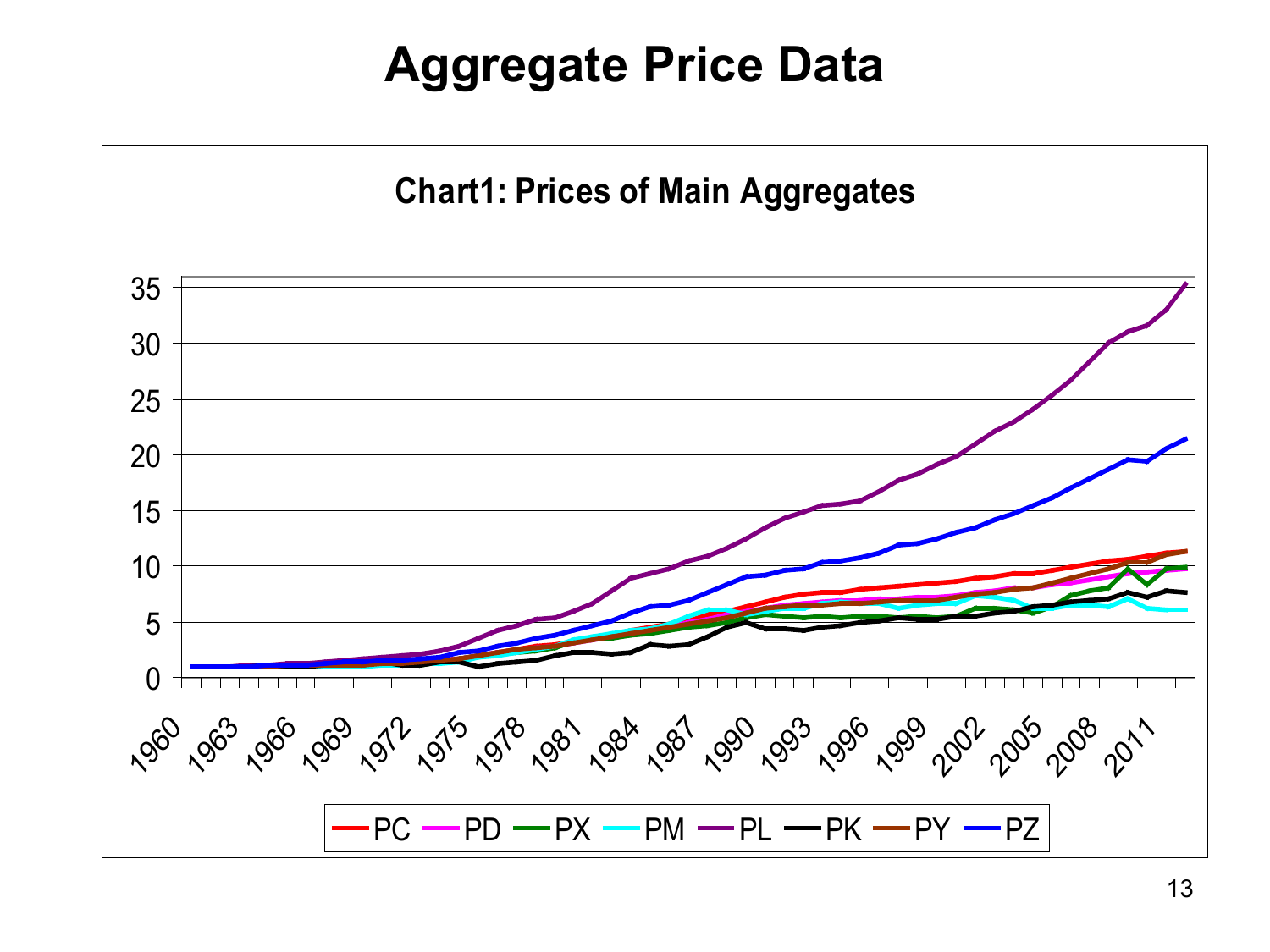# Aggregate Price Data

**Chart1: Prices of Main Aggregates**

Legend: PC, PD, PX, PM, PL, PK, PY, PZ

Y-axis: 0, 5, 10, 15, 20, 25, 30, 35

X-axis: 1960, 1963, 1966, 1969, 1972, 1975, 1978, 1981, 1984, 1987, 1990, 1993, 1996, 1999, 2002, 2005, 2008, 2011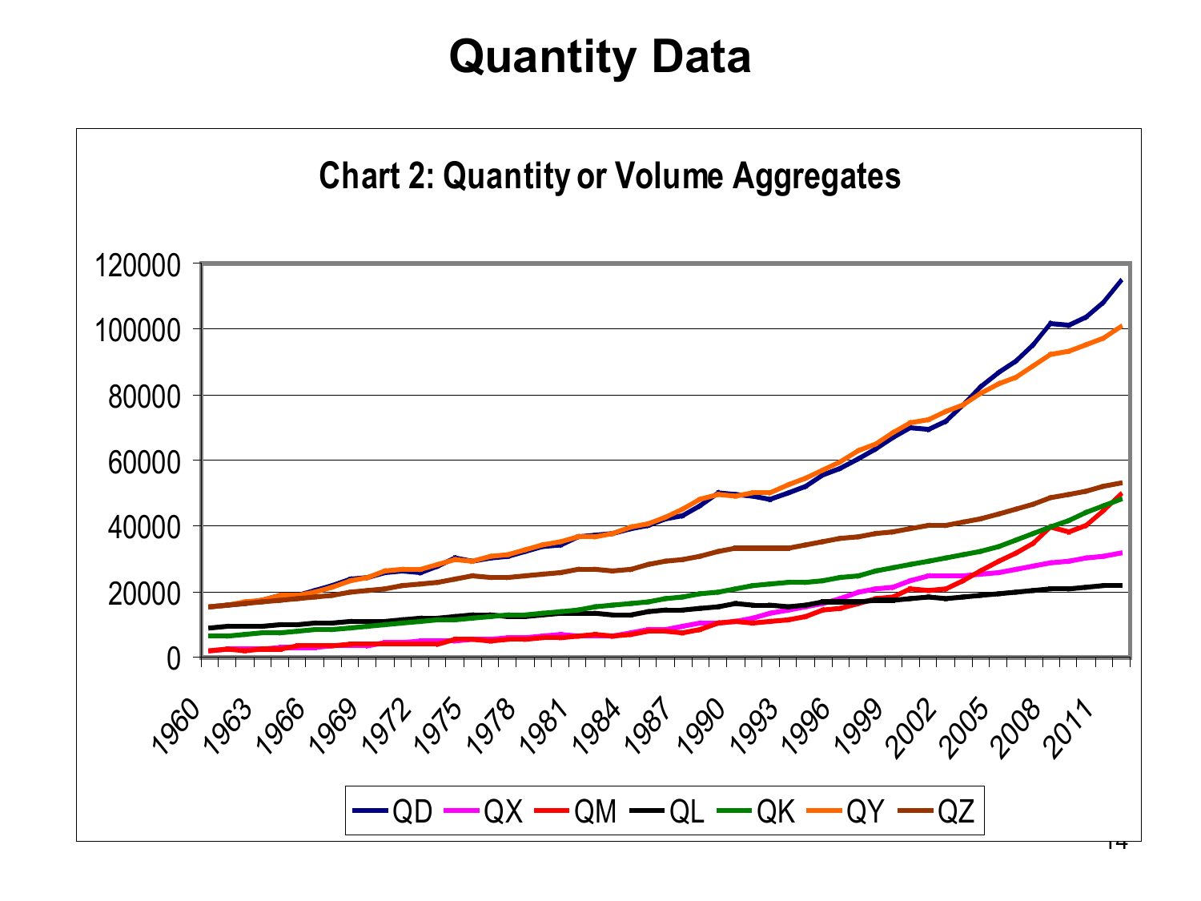# Quantity Data

**Chart 2: Quantity or Volume Aggregates**

QD QX QM QL QK QY QZ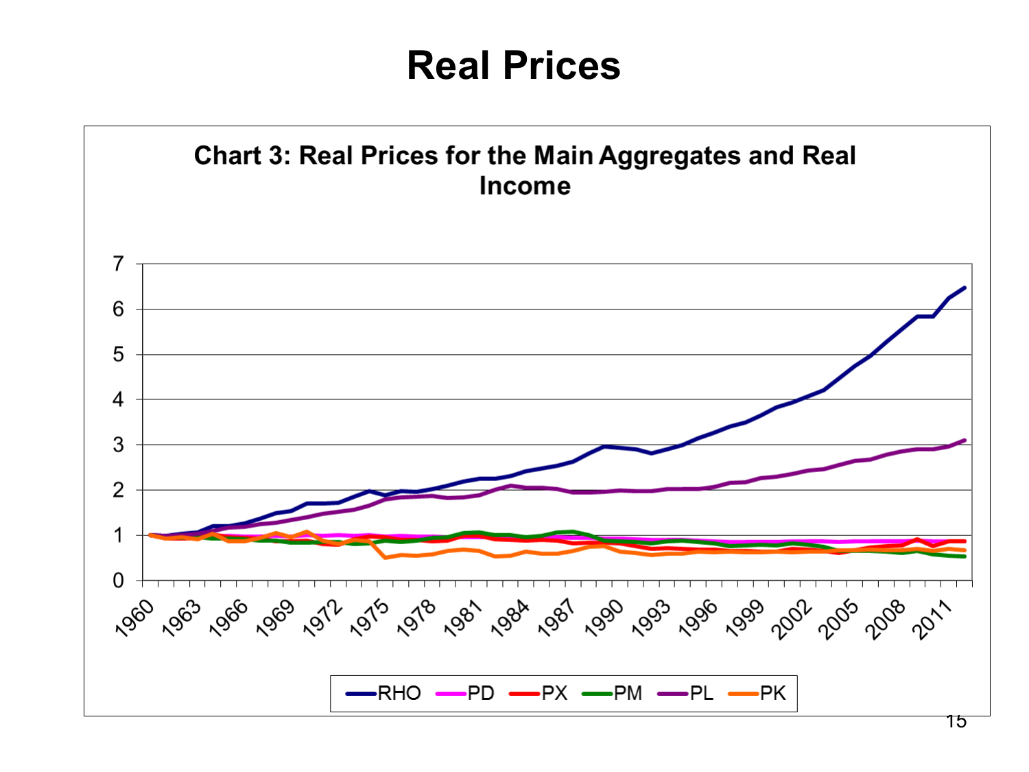# Real Prices

**Chart 3: Real Prices for the Main Aggregates and Real Income**

Legend: RHO, PD, PX, PM, PL, PK

Y-axis: 0, 1, 2, 3, 4, 5, 6, 7

X-axis: 1960, 1963, 1966, 1969, 1972, 1975, 1978, 1981, 1984, 1987, 1990, 1993, 1996, 1999, 2002, 2005, 2008, 2011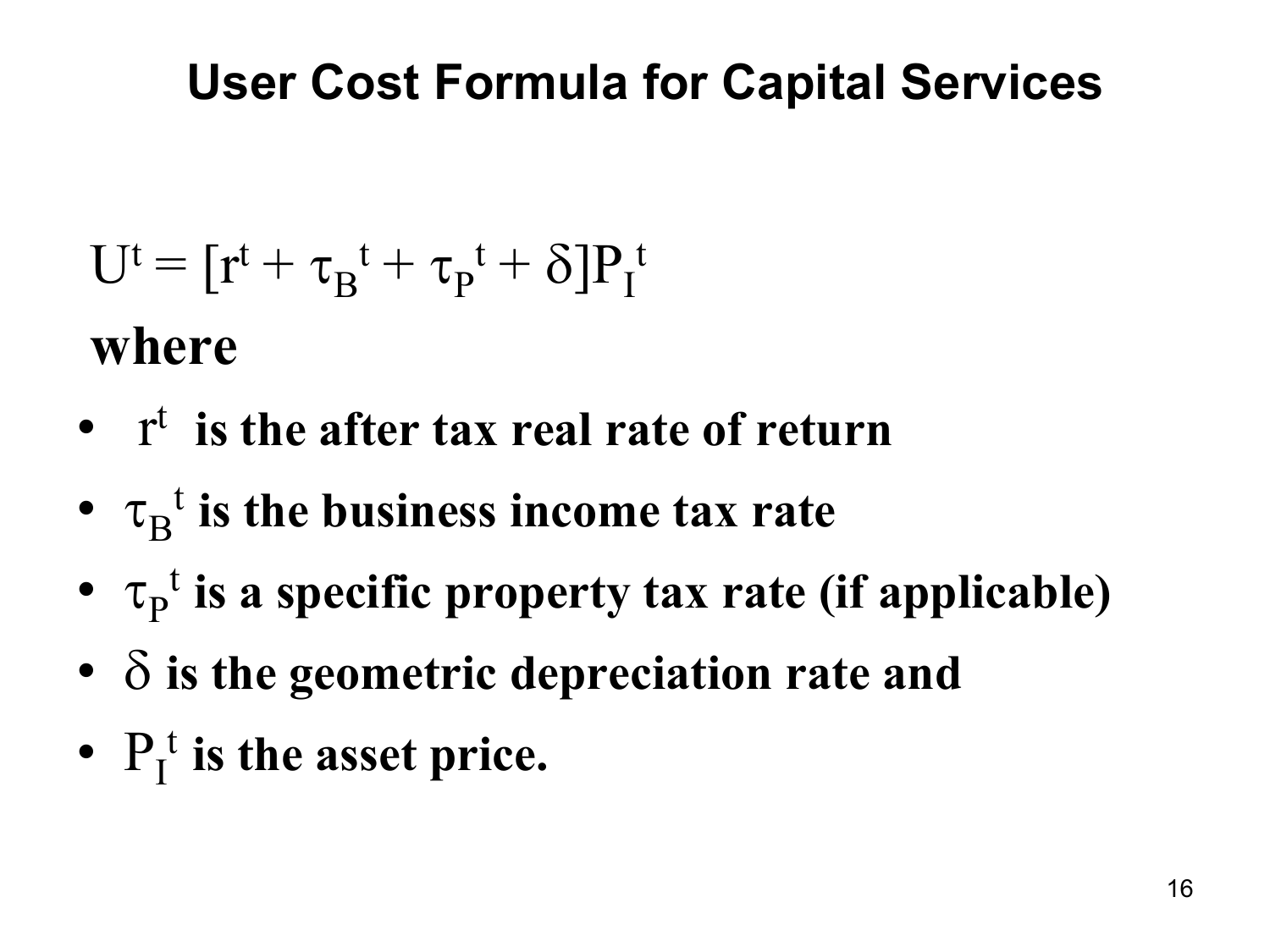# User Cost Formula for Capital Services

$$U^t = [r^t + \tau_B{}^t + \tau_P{}^t + \delta]P_I{}^t$$

**where**

- $r^t$ **is the after tax real rate of return**
- $\tau_B{}^t$ **is the business income tax rate**
- $\tau_P{}^t$ **is a specific property tax rate (if applicable)**
- $\delta$ **is the geometric depreciation rate and**
- $P_I{}^t$ **is the asset price.**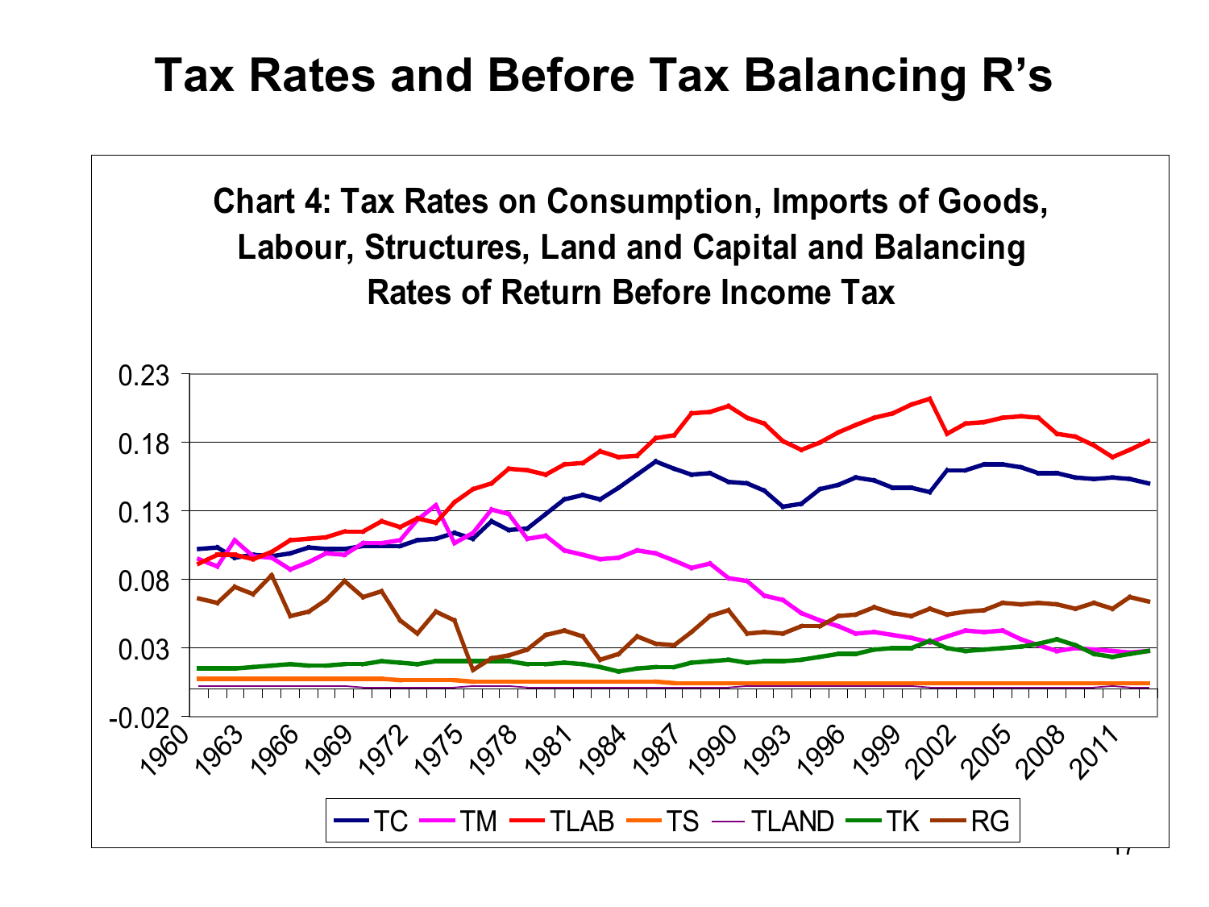# Tax Rates and Before Tax Balancing R's

**Chart 4: Tax Rates on Consumption, Imports of Goods, Labour, Structures, Land and Capital and Balancing Rates of Return Before Income Tax**

Legend: TC, TM, TLAB, TS, TLAND, TK, RG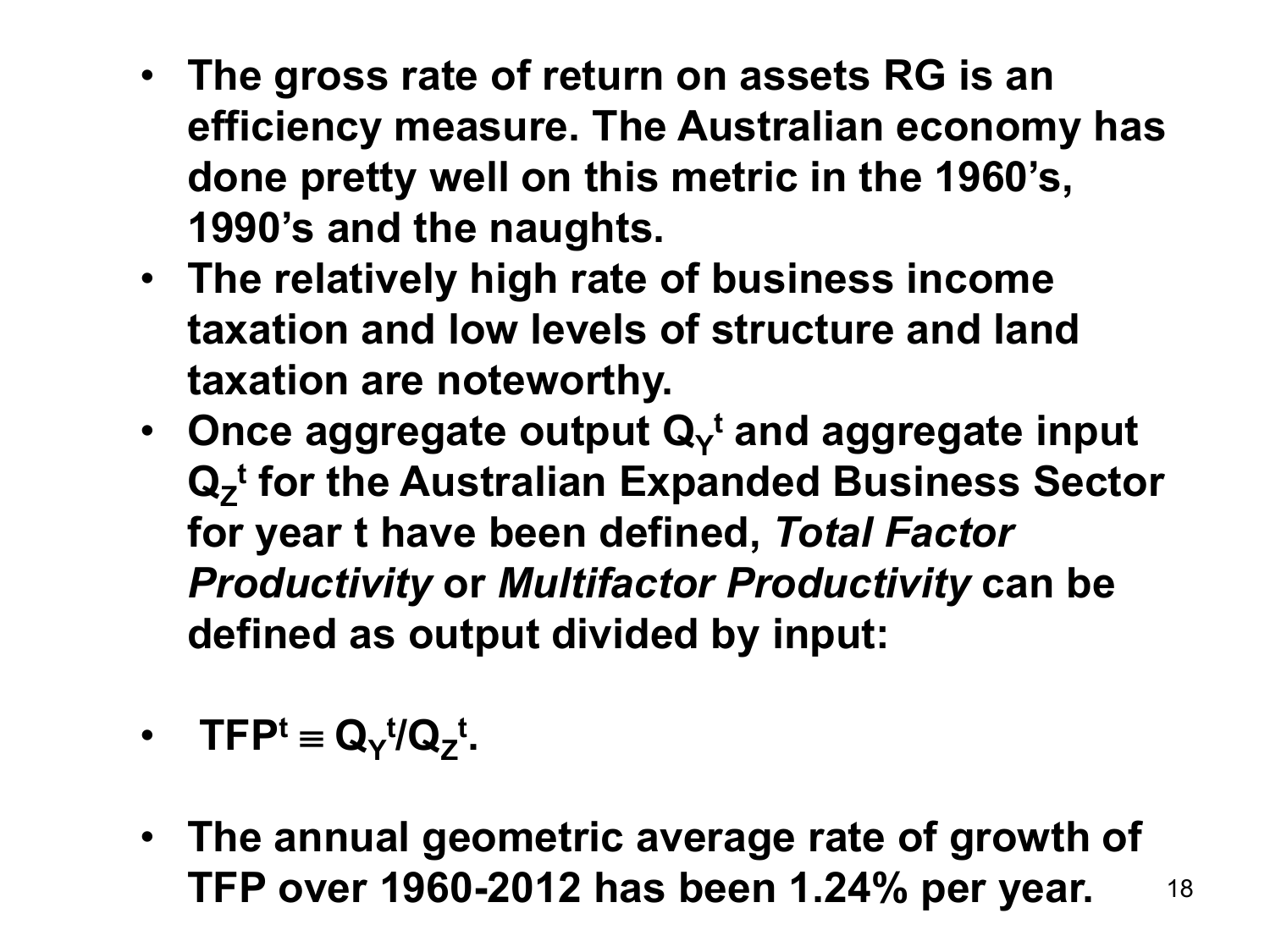- **The gross rate of return on assets RG is an efficiency measure. The Australian economy has done pretty well on this metric in the 1960's, 1990's and the naughts.**
- **The relatively high rate of business income taxation and low levels of structure and land taxation are noteworthy.**
- **Once aggregate output $Q_Y^t$ and aggregate input $Q_Z^t$ for the Australian Expanded Business Sector for year t have been defined, *Total Factor Productivity* or *Multifactor Productivity* can be defined as output divided by input:**

- $TFP^t \equiv Q_Y^t/Q_Z^t$.

- **The annual geometric average rate of growth of TFP over 1960-2012 has been 1.24% per year.**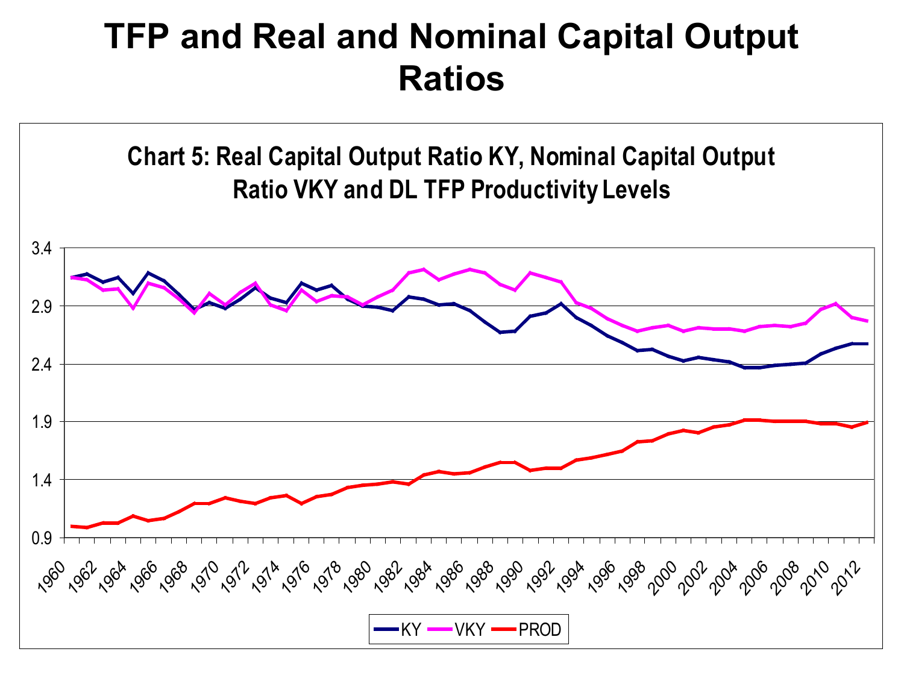# TFP and Real and Nominal Capital Output Ratios

**Chart 5: Real Capital Output Ratio KY, Nominal Capital Output Ratio VKY and DL TFP Productivity Levels**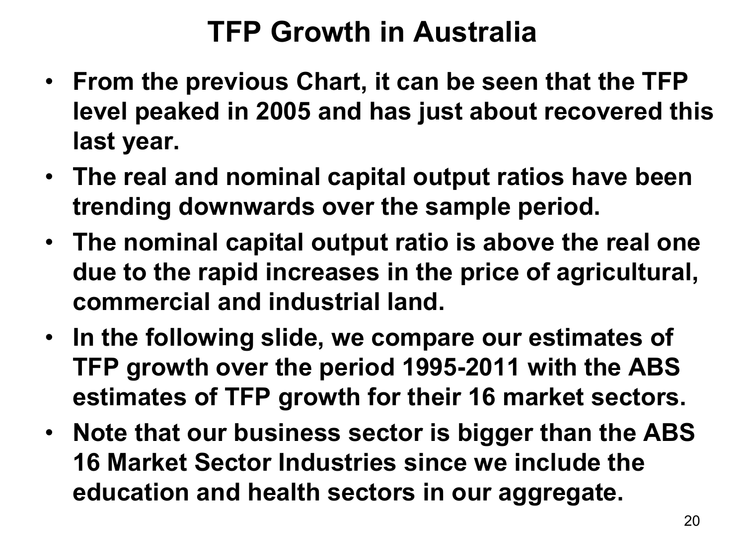# TFP Growth in Australia

- **From the previous Chart, it can be seen that the TFP level peaked in 2005 and has just about recovered this last year.**
- **The real and nominal capital output ratios have been trending downwards over the sample period.**
- **The nominal capital output ratio is above the real one due to the rapid increases in the price of agricultural, commercial and industrial land.**
- **In the following slide, we compare our estimates of TFP growth over the period 1995-2011 with the ABS estimates of TFP growth for their 16 market sectors.**
- **Note that our business sector is bigger than the ABS 16 Market Sector Industries since we include the education and health sectors in our aggregate.**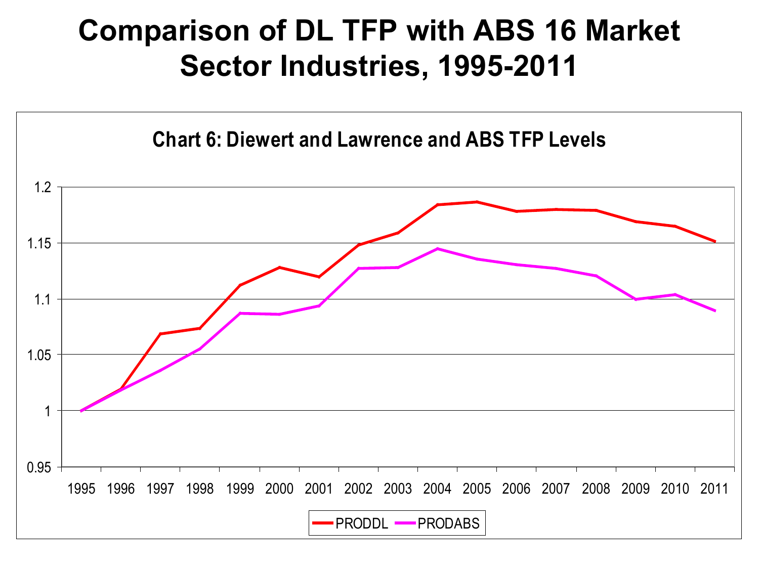# Comparison of DL TFP with ABS 16 Market Sector Industries, 1995-2011

Chart 6: Diewert and Lawrence and ABS TFP Levels

PRODDL PRODABS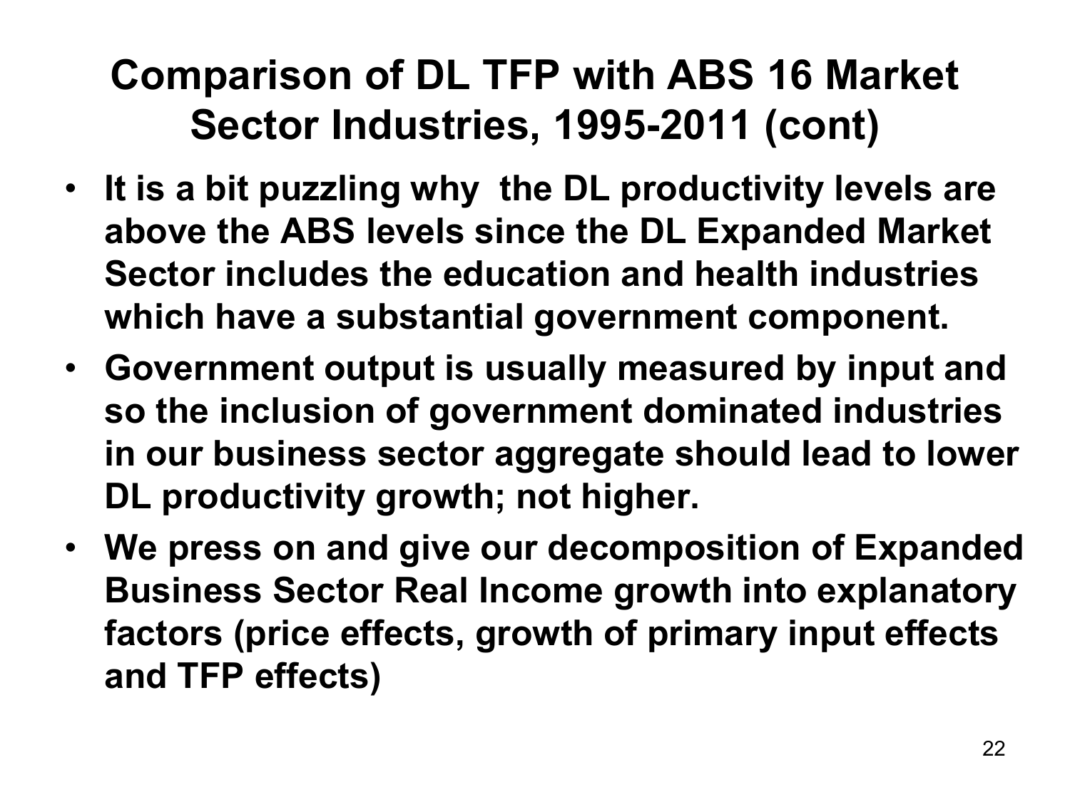# Comparison of DL TFP with ABS 16 Market Sector Industries, 1995-2011 (cont)

- **It is a bit puzzling why the DL productivity levels are above the ABS levels since the DL Expanded Market Sector includes the education and health industries which have a substantial government component.**
- **Government output is usually measured by input and so the inclusion of government dominated industries in our business sector aggregate should lead to lower DL productivity growth; not higher.**
- **We press on and give our decomposition of Expanded Business Sector Real Income growth into explanatory factors (price effects, growth of primary input effects and TFP effects)**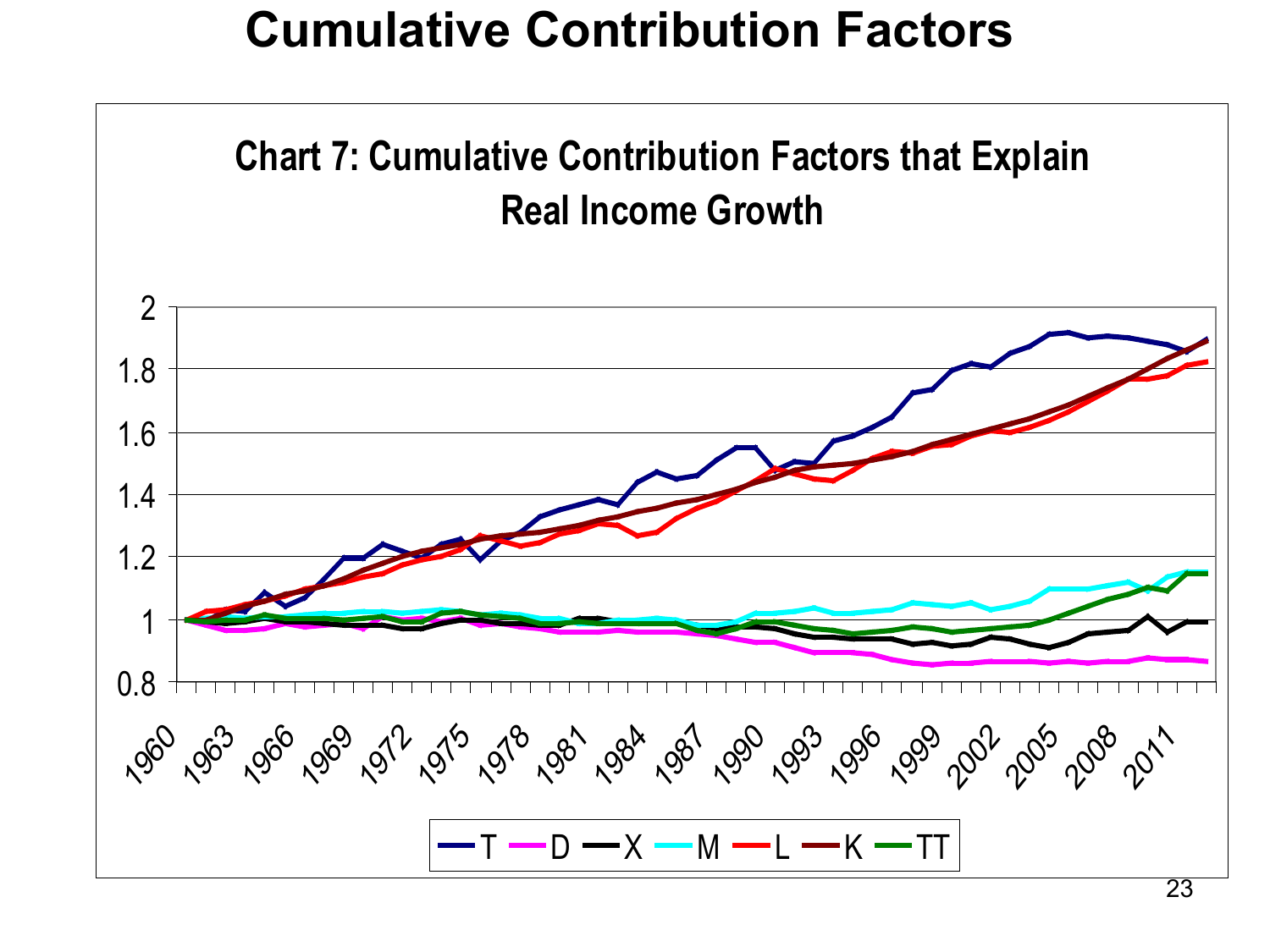# Cumulative Contribution Factors

**Chart 7: Cumulative Contribution Factors that Explain Real Income Growth**

Legend: T, D, X, M, L, K, TT

Y-axis: 0.8, 1, 1.2, 1.4, 1.6, 1.8, 2

X-axis: 1960, 1963, 1966, 1969, 1972, 1975, 1978, 1981, 1984, 1987, 1990, 1993, 1996, 1999, 2002, 2005, 2008, 2011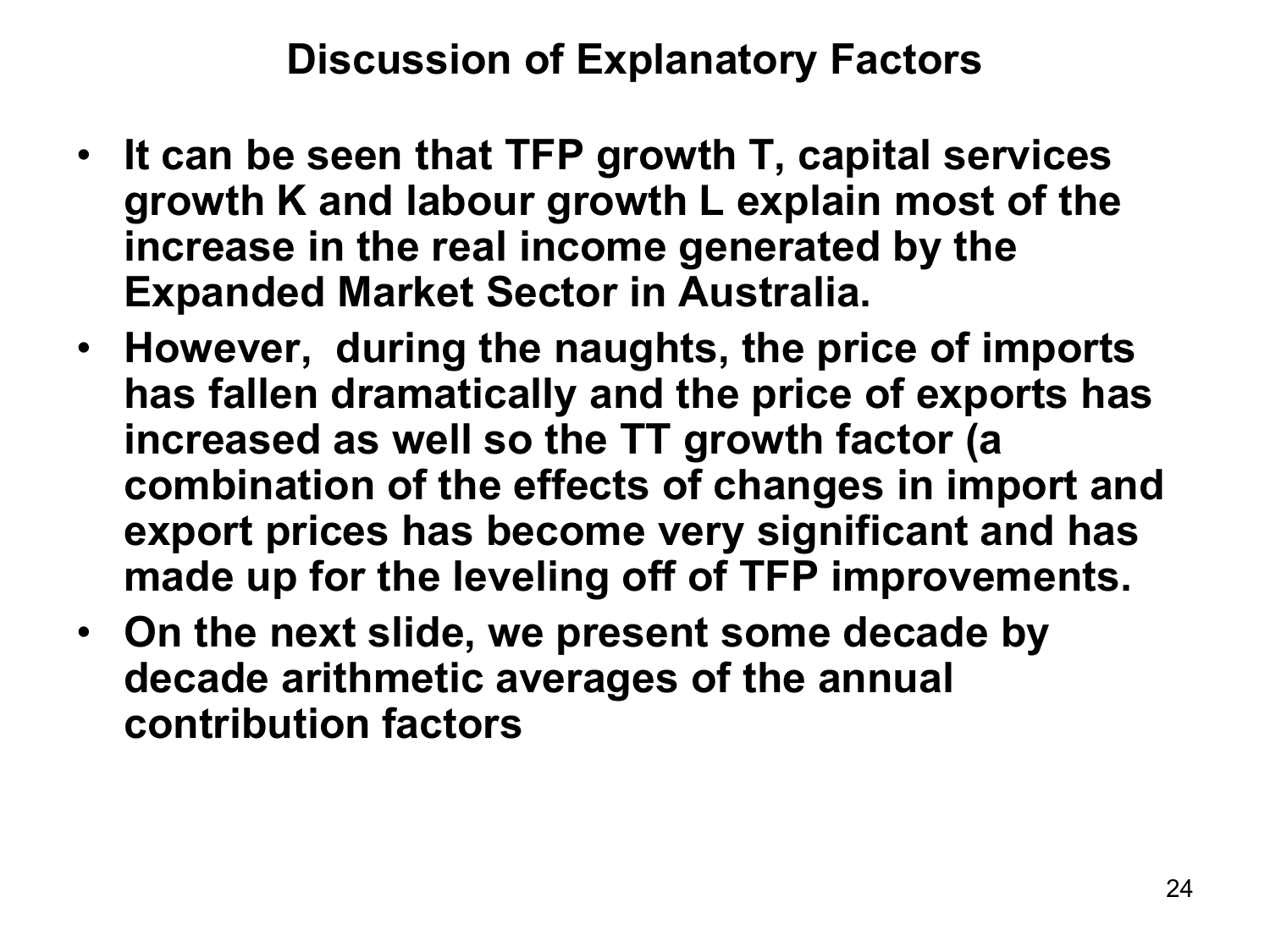# Discussion of Explanatory Factors

- **It can be seen that TFP growth T, capital services growth K and labour growth L explain most of the increase in the real income generated by the Expanded Market Sector in Australia.**
- **However, during the naughts, the price of imports has fallen dramatically and the price of exports has increased as well so the TT growth factor (a combination of the effects of changes in import and export prices has become very significant and has made up for the leveling off of TFP improvements.**
- **On the next slide, we present some decade by decade arithmetic averages of the annual contribution factors**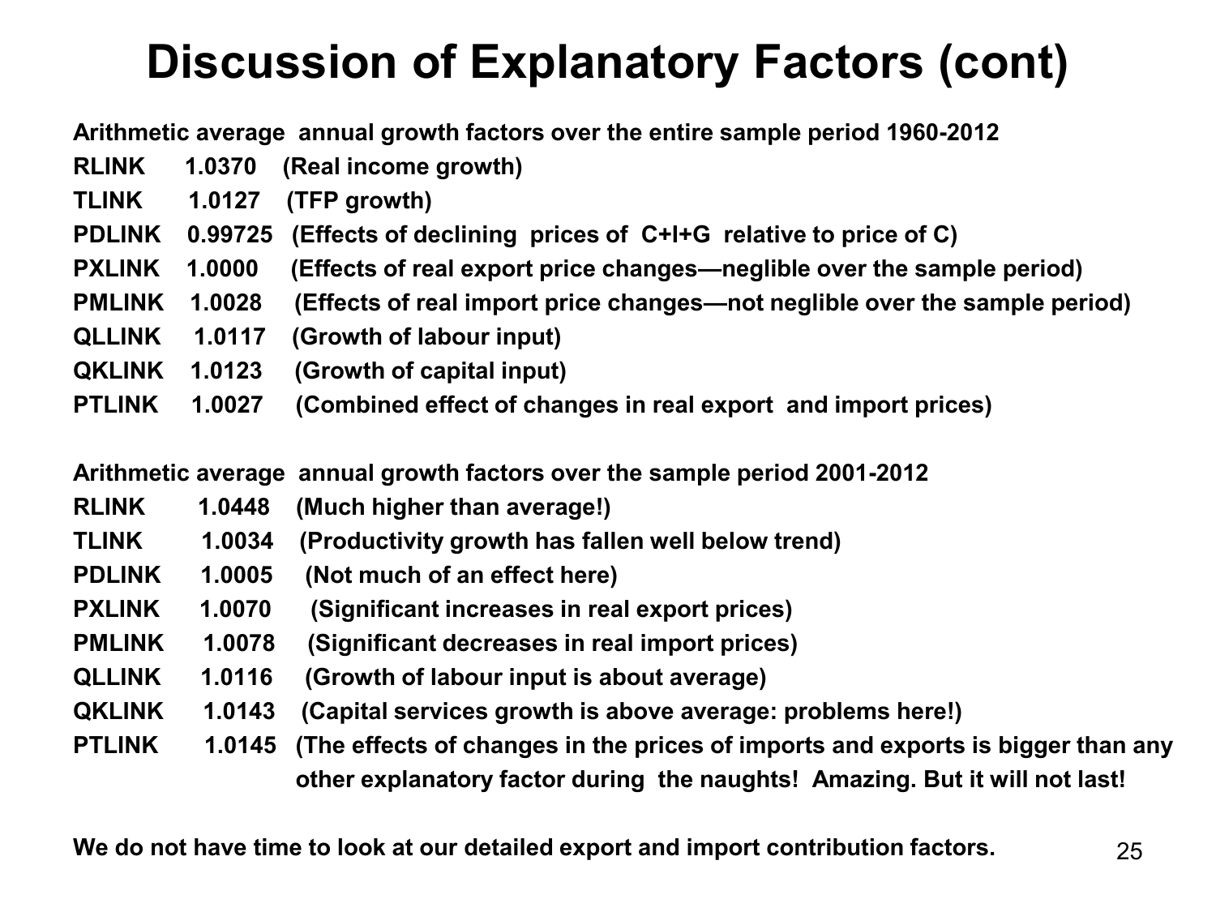# Discussion of Explanatory Factors (cont)

**Arithmetic average annual growth factors over the entire sample period 1960-2012**

| | | |
|---|---|---|
| **RLINK** | **1.0370** | **(Real income growth)** |
| **TLINK** | **1.0127** | **(TFP growth)** |
| **PDLINK** | **0.99725** | **(Effects of declining prices of C+I+G relative to price of C)** |
| **PXLINK** | **1.0000** | **(Effects of real export price changes—neglible over the sample period)** |
| **PMLINK** | **1.0028** | **(Effects of real import price changes—not neglible over the sample period)** |
| **QLLINK** | **1.0117** | **(Growth of labour input)** |
| **QKLINK** | **1.0123** | **(Growth of capital input)** |
| **PTLINK** | **1.0027** | **(Combined effect of changes in real export and import prices)** |

**Arithmetic average annual growth factors over the sample period 2001-2012**

| | | |
|---|---|---|
| **RLINK** | **1.0448** | **(Much higher than average!)** |
| **TLINK** | **1.0034** | **(Productivity growth has fallen well below trend)** |
| **PDLINK** | **1.0005** | **(Not much of an effect here)** |
| **PXLINK** | **1.0070** | **(Significant increases in real export prices)** |
| **PMLINK** | **1.0078** | **(Significant decreases in real import prices)** |
| **QLLINK** | **1.0116** | **(Growth of labour input is about average)** |
| **QKLINK** | **1.0143** | **(Capital services growth is above average: problems here!)** |
| **PTLINK** | **1.0145** | **(The effects of changes in the prices of imports and exports is bigger than any other explanatory factor during the naughts! Amazing. But it will not last!** |

**We do not have time to look at our detailed export and import contribution factors.**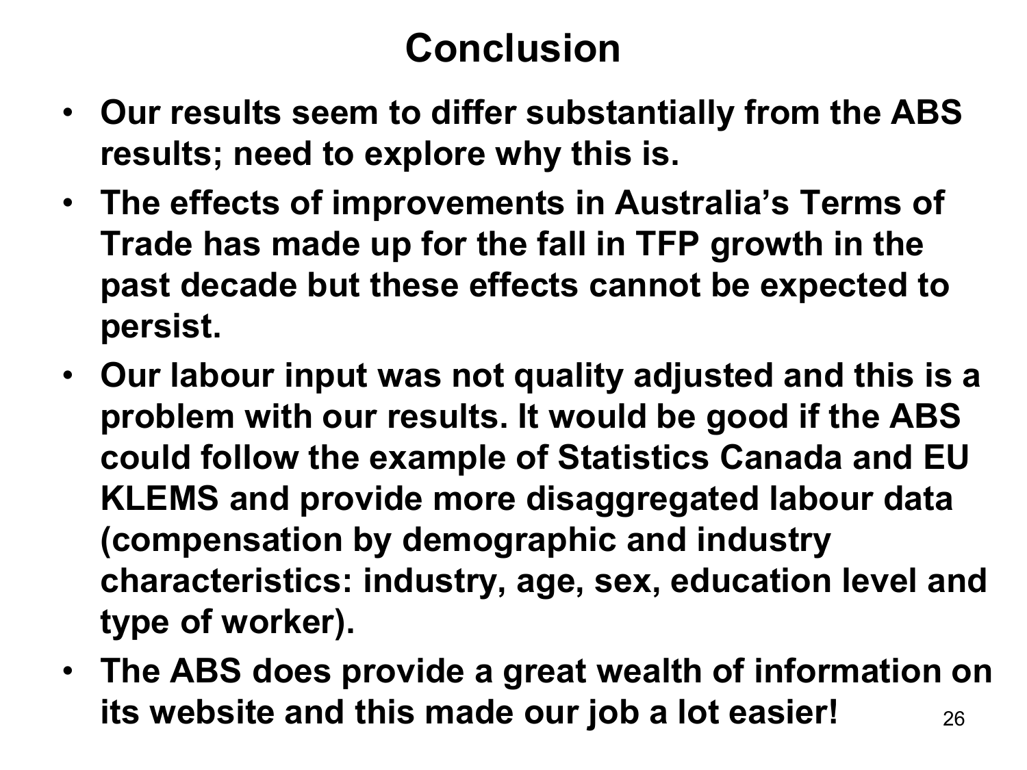# Conclusion

- **Our results seem to differ substantially from the ABS results; need to explore why this is.**
- **The effects of improvements in Australia's Terms of Trade has made up for the fall in TFP growth in the past decade but these effects cannot be expected to persist.**
- **Our labour input was not quality adjusted and this is a problem with our results. It would be good if the ABS could follow the example of Statistics Canada and EU KLEMS and provide more disaggregated labour data (compensation by demographic and industry characteristics: industry, age, sex, education level and type of worker).**
- **The ABS does provide a great wealth of information on its website and this made our job a lot easier!**